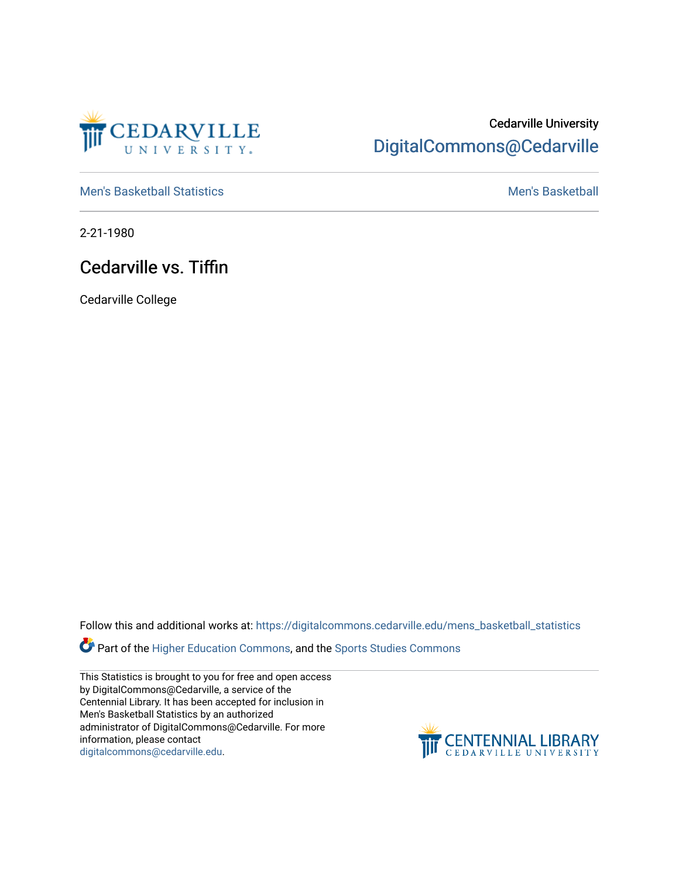Cedarville University
DigitalCommons@Cedarville

Men's Basketball Statistics

Men's Basketball

2-21-1980

# Cedarville vs. Tiffin

Cedarville College

Follow this and additional works at: https://digitalcommons.cedarville.edu/mens_basketball_statistics

Part of the Higher Education Commons, and the Sports Studies Commons

This Statistics is brought to you for free and open access by DigitalCommons@Cedarville, a service of the Centennial Library. It has been accepted for inclusion in Men's Basketball Statistics by an authorized administrator of DigitalCommons@Cedarville. For more information, please contact digitalcommons@cedarville.edu.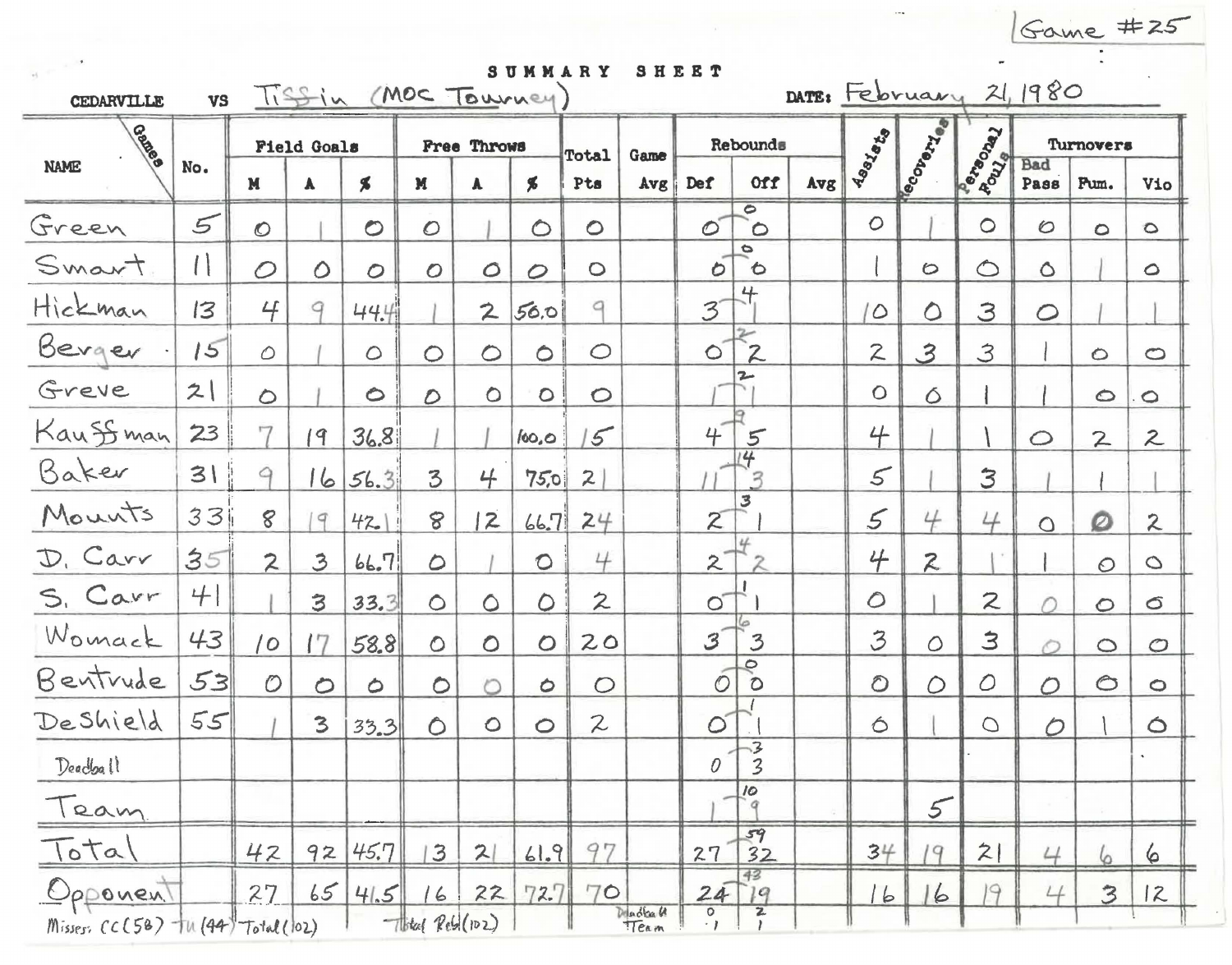Game #25

**SUMMARY SHEET**

CEDARVILLE VS Tiffin (MOC Tourney) DATE: February 21, 1980

| NAME | No. | Field Goals M | Field Goals A | Field Goals % | Free Throws M | Free Throws A | Free Throws % | Total Pts | Game Avg | Rebounds Def | Rebounds Off | Rebounds Total | Rebounds Avg | Assists | Recoveries | Personal Fouls | Turnovers Bad Pass | Turnovers Fum. | Turnovers Vio |
|---|---|---|---|---|---|---|---|---|---|---|---|---|---|---|---|---|---|---|---|
| Green | 5 | 0 | 1 | 0 | 0 | 1 | 0 | 0 | | 0 | 0 | 0 | | 0 | 1 | 0 | 0 | 0 | 0 |
| Smart | 11 | 0 | 0 | 0 | 0 | 0 | 0 | 0 | | 0 | 0 | 0 | | 1 | 0 | 0 | 0 | 1 | 0 |
| Hickman | 13 | 4 | 9 | 44.4 | 1 | 2 | 50.0 | 9 | | 3 | 1 | 4 | | 10 | 0 | 3 | 0 | 1 | 1 |
| Berger | 15 | 0 | 1 | 0 | 0 | 0 | 0 | 0 | | 0 | 2 | 2 | | 2 | 3 | 3 | 1 | 0 | 0 |
| Greve | 21 | 0 | 1 | 0 | 0 | 0 | 0 | 0 | | 1 | 1 | 2 | | 0 | 0 | 1 | 1 | 0 | 0 |
| Kauffman | 23 | 7 | 19 | 36.8 | 1 | 1 | 100.0 | 15 | | 4 | 5 | 9 | | 4 | 1 | 1 | 0 | 2 | 2 |
| Baker | 31 | 9 | 16 | 56.3 | 3 | 4 | 75.0 | 21 | | 11 | 3 | 14 | | 5 | 1 | 3 | 1 | 1 | 1 |
| Mounts | 33 | 8 | 19 | 42.1 | 8 | 12 | 66.7 | 24 | | 2 | 1 | 3 | | 5 | 4 | 4 | 0 | 0 | 2 |
| D. Carr | 35 | 2 | 3 | 66.7 | 0 | 1 | 0 | 4 | | 2 | 2 | 4 | | 4 | 2 | 1 | 1 | 0 | 0 |
| S. Carr | 41 | 1 | 3 | 33.3 | 0 | 0 | 0 | 2 | | 0 | 1 | 1 | | 0 | 1 | 2 | 0 | 0 | 0 |
| Womack | 43 | 10 | 17 | 58.8 | 0 | 0 | 0 | 20 | | 3 | 3 | 6 | | 3 | 0 | 3 | 0 | 0 | 0 |
| Bentrude | 53 | 0 | 0 | 0 | 0 | 0 | 0 | 0 | | 0 | 0 | 0 | | 0 | 0 | 0 | 0 | 0 | 0 |
| DeShield | 55 | 1 | 3 | 33.3 | 0 | 0 | 0 | 2 | | 0 | 1 | 1 | | 0 | 1 | 0 | 0 | 1 | 0 |
| Deadball | | | | | | | | | | 0 | 3 | 3 | | | | | | | |
| Team | | | | | | | | | | 1 | 9 | 10 | | | 5 | | | | |
| Total | | 42 | 92 | 45.7 | 13 | 21 | 61.9 | 97 | | 27 | 32 | 59 | | 34 | 19 | 21 | 4 | 6 | 6 |
| Opponent | | 27 | 65 | 41.5 | 16 | 22 | 72.7 | 70 | | 24 | 19 | 43 | | 16 | 16 | 19 | 4 | 3 | 12 |
| Deadball / Team (Opponent) | | | | | | | | | | 0 / 1 | 2 / 1 | | | | | | | | |

Misses: CC(58) TU(44) Total(102) Total Reb(102)